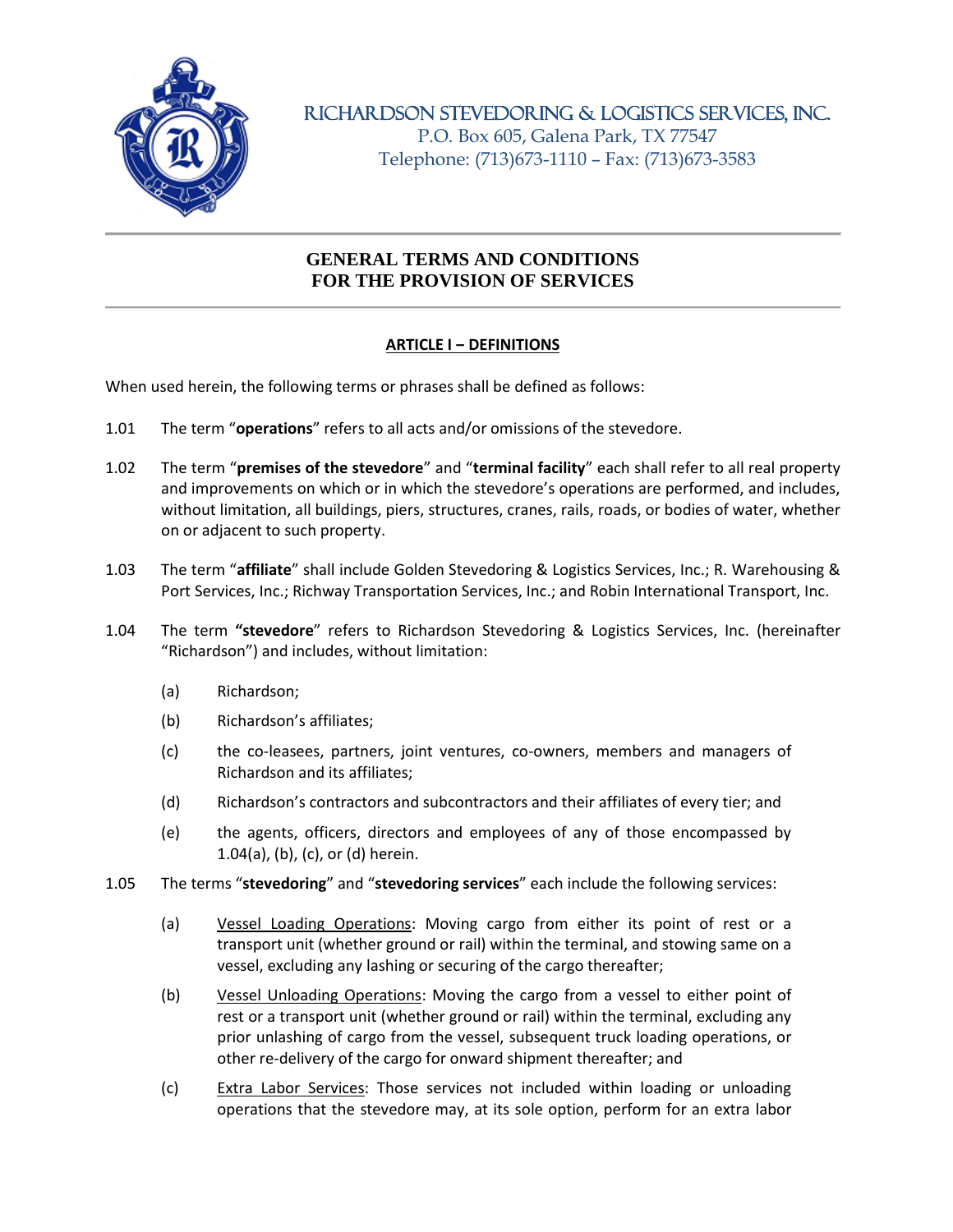RICHARDSON STEVEDORING & LOGISTICS SERVICES, INC.
P.O. Box 605, Galena Park, TX 77547
Telephone: (713)673-1110 – Fax: (713)673-3583

# GENERAL TERMS AND CONDITIONS FOR THE PROVISION OF SERVICES

## ARTICLE I – DEFINITIONS

When used herein, the following terms or phrases shall be defined as follows:

1.01 The term "**operations**" refers to all acts and/or omissions of the stevedore.

1.02 The term "**premises of the stevedore**" and "**terminal facility**" each shall refer to all real property and improvements on which or in which the stevedore's operations are performed, and includes, without limitation, all buildings, piers, structures, cranes, rails, roads, or bodies of water, whether on or adjacent to such property.

1.03 The term "**affiliate**" shall include Golden Stevedoring & Logistics Services, Inc.; R. Warehousing & Port Services, Inc.; Richway Transportation Services, Inc.; and Robin International Transport, Inc.

1.04 The term **"stevedore**" refers to Richardson Stevedoring & Logistics Services, Inc. (hereinafter "Richardson") and includes, without limitation:

- (a) Richardson;
- (b) Richardson's affiliates;
- (c) the co-leasees, partners, joint ventures, co-owners, members and managers of Richardson and its affiliates;
- (d) Richardson's contractors and subcontractors and their affiliates of every tier; and
- (e) the agents, officers, directors and employees of any of those encompassed by 1.04(a), (b), (c), or (d) herein.

1.05 The terms "**stevedoring**" and "**stevedoring services**" each include the following services:

- (a) Vessel Loading Operations: Moving cargo from either its point of rest or a transport unit (whether ground or rail) within the terminal, and stowing same on a vessel, excluding any lashing or securing of the cargo thereafter;
- (b) Vessel Unloading Operations: Moving the cargo from a vessel to either point of rest or a transport unit (whether ground or rail) within the terminal, excluding any prior unlashing of cargo from the vessel, subsequent truck loading operations, or other re-delivery of the cargo for onward shipment thereafter; and
- (c) Extra Labor Services: Those services not included within loading or unloading operations that the stevedore may, at its sole option, perform for an extra labor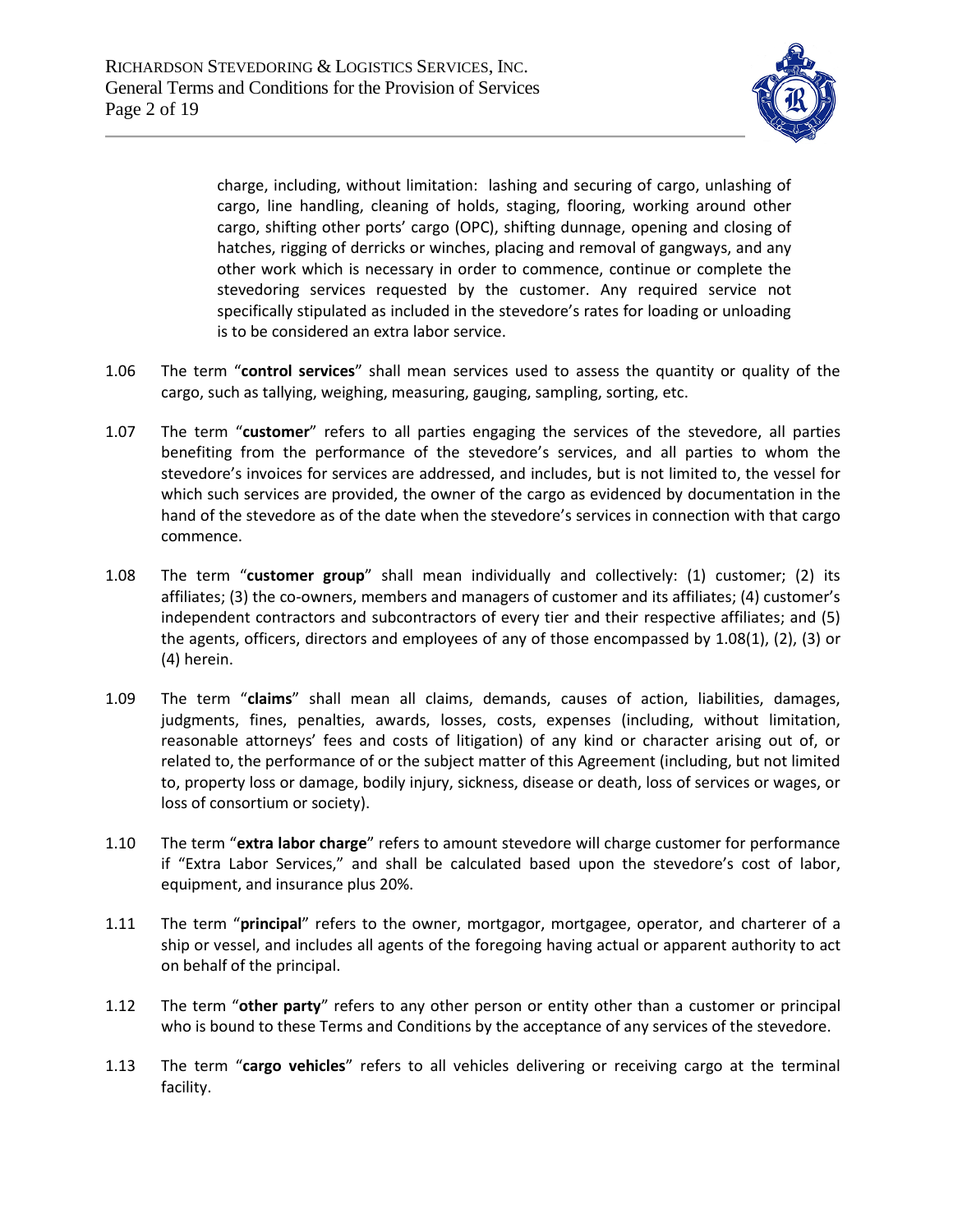charge, including, without limitation: lashing and securing of cargo, unlashing of cargo, line handling, cleaning of holds, staging, flooring, working around other cargo, shifting other ports' cargo (OPC), shifting dunnage, opening and closing of hatches, rigging of derricks or winches, placing and removal of gangways, and any other work which is necessary in order to commence, continue or complete the stevedoring services requested by the customer. Any required service not specifically stipulated as included in the stevedore's rates for loading or unloading is to be considered an extra labor service.

1.06 The term "**control services**" shall mean services used to assess the quantity or quality of the cargo, such as tallying, weighing, measuring, gauging, sampling, sorting, etc.

1.07 The term "**customer**" refers to all parties engaging the services of the stevedore, all parties benefiting from the performance of the stevedore's services, and all parties to whom the stevedore's invoices for services are addressed, and includes, but is not limited to, the vessel for which such services are provided, the owner of the cargo as evidenced by documentation in the hand of the stevedore as of the date when the stevedore's services in connection with that cargo commence.

1.08 The term "**customer group**" shall mean individually and collectively: (1) customer; (2) its affiliates; (3) the co-owners, members and managers of customer and its affiliates; (4) customer's independent contractors and subcontractors of every tier and their respective affiliates; and (5) the agents, officers, directors and employees of any of those encompassed by 1.08(1), (2), (3) or (4) herein.

1.09 The term "**claims**" shall mean all claims, demands, causes of action, liabilities, damages, judgments, fines, penalties, awards, losses, costs, expenses (including, without limitation, reasonable attorneys' fees and costs of litigation) of any kind or character arising out of, or related to, the performance of or the subject matter of this Agreement (including, but not limited to, property loss or damage, bodily injury, sickness, disease or death, loss of services or wages, or loss of consortium or society).

1.10 The term "**extra labor charge**" refers to amount stevedore will charge customer for performance if "Extra Labor Services," and shall be calculated based upon the stevedore's cost of labor, equipment, and insurance plus 20%.

1.11 The term "**principal**" refers to the owner, mortgagor, mortgagee, operator, and charterer of a ship or vessel, and includes all agents of the foregoing having actual or apparent authority to act on behalf of the principal.

1.12 The term "**other party**" refers to any other person or entity other than a customer or principal who is bound to these Terms and Conditions by the acceptance of any services of the stevedore.

1.13 The term "**cargo vehicles**" refers to all vehicles delivering or receiving cargo at the terminal facility.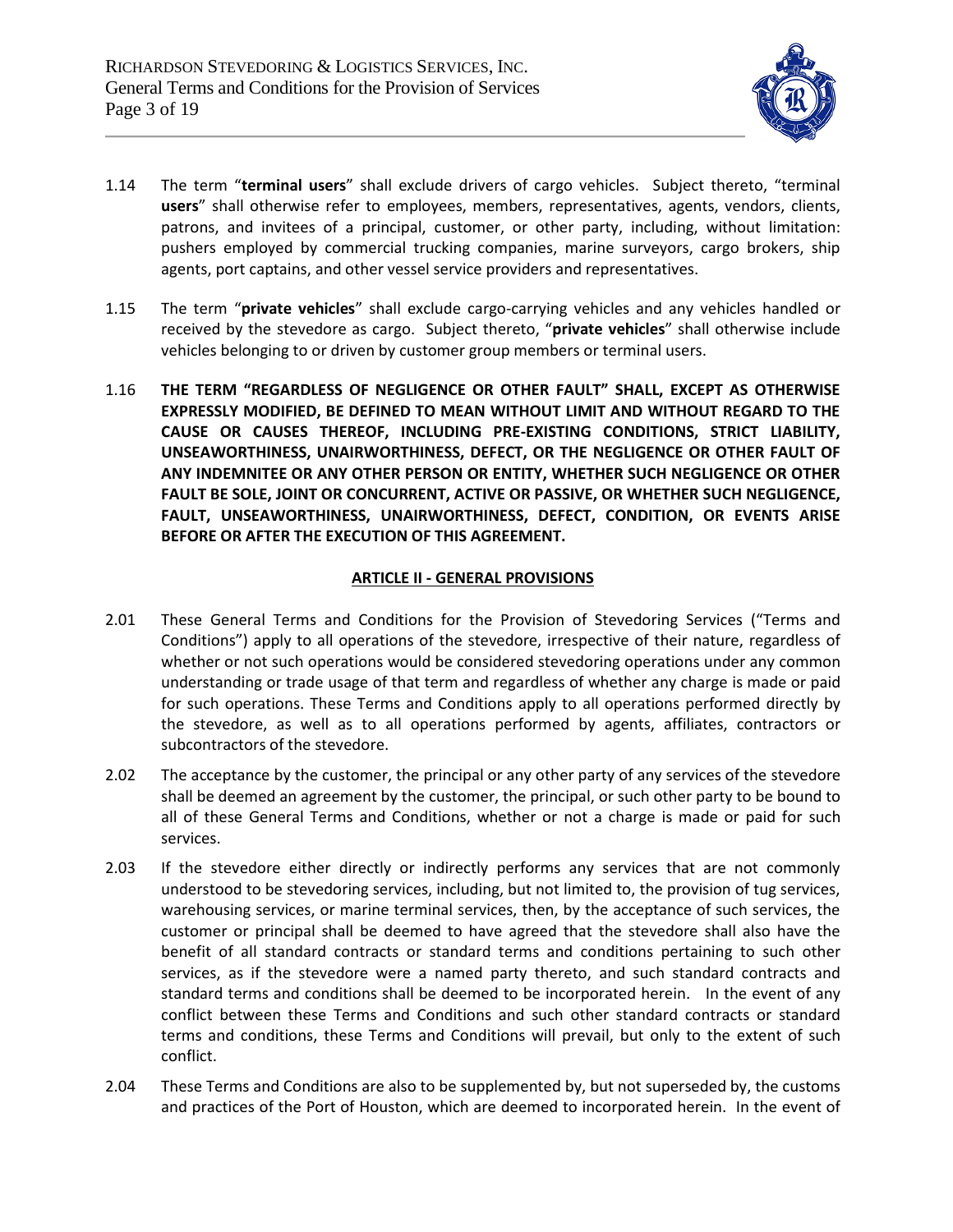1.14 The term "**terminal users**" shall exclude drivers of cargo vehicles. Subject thereto, "terminal **users**" shall otherwise refer to employees, members, representatives, agents, vendors, clients, patrons, and invitees of a principal, customer, or other party, including, without limitation: pushers employed by commercial trucking companies, marine surveyors, cargo brokers, ship agents, port captains, and other vessel service providers and representatives.

1.15 The term "**private vehicles**" shall exclude cargo-carrying vehicles and any vehicles handled or received by the stevedore as cargo. Subject thereto, "**private vehicles**" shall otherwise include vehicles belonging to or driven by customer group members or terminal users.

1.16 **THE TERM "REGARDLESS OF NEGLIGENCE OR OTHER FAULT" SHALL, EXCEPT AS OTHERWISE EXPRESSLY MODIFIED, BE DEFINED TO MEAN WITHOUT LIMIT AND WITHOUT REGARD TO THE CAUSE OR CAUSES THEREOF, INCLUDING PRE-EXISTING CONDITIONS, STRICT LIABILITY, UNSEAWORTHINESS, UNAIRWORTHINESS, DEFECT, OR THE NEGLIGENCE OR OTHER FAULT OF ANY INDEMNITEE OR ANY OTHER PERSON OR ENTITY, WHETHER SUCH NEGLIGENCE OR OTHER FAULT BE SOLE, JOINT OR CONCURRENT, ACTIVE OR PASSIVE, OR WHETHER SUCH NEGLIGENCE, FAULT, UNSEAWORTHINESS, UNAIRWORTHINESS, DEFECT, CONDITION, OR EVENTS ARISE BEFORE OR AFTER THE EXECUTION OF THIS AGREEMENT.**

## ARTICLE II - GENERAL PROVISIONS

2.01 These General Terms and Conditions for the Provision of Stevedoring Services ("Terms and Conditions") apply to all operations of the stevedore, irrespective of their nature, regardless of whether or not such operations would be considered stevedoring operations under any common understanding or trade usage of that term and regardless of whether any charge is made or paid for such operations. These Terms and Conditions apply to all operations performed directly by the stevedore, as well as to all operations performed by agents, affiliates, contractors or subcontractors of the stevedore.

2.02 The acceptance by the customer, the principal or any other party of any services of the stevedore shall be deemed an agreement by the customer, the principal, or such other party to be bound to all of these General Terms and Conditions, whether or not a charge is made or paid for such services.

2.03 If the stevedore either directly or indirectly performs any services that are not commonly understood to be stevedoring services, including, but not limited to, the provision of tug services, warehousing services, or marine terminal services, then, by the acceptance of such services, the customer or principal shall be deemed to have agreed that the stevedore shall also have the benefit of all standard contracts or standard terms and conditions pertaining to such other services, as if the stevedore were a named party thereto, and such standard contracts and standard terms and conditions shall be deemed to be incorporated herein. In the event of any conflict between these Terms and Conditions and such other standard contracts or standard terms and conditions, these Terms and Conditions will prevail, but only to the extent of such conflict.

2.04 These Terms and Conditions are also to be supplemented by, but not superseded by, the customs and practices of the Port of Houston, which are deemed to incorporated herein. In the event of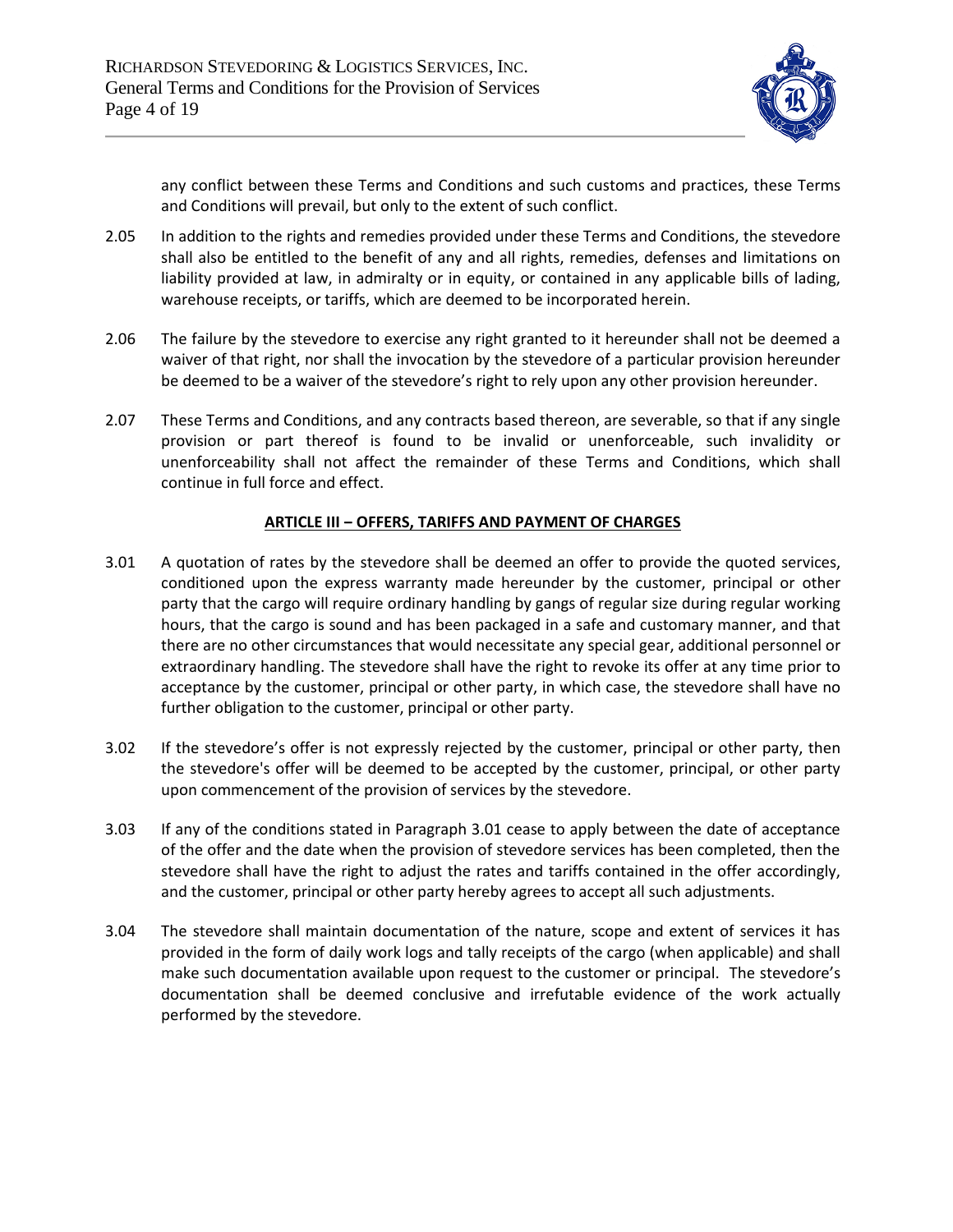any conflict between these Terms and Conditions and such customs and practices, these Terms and Conditions will prevail, but only to the extent of such conflict.

2.05 In addition to the rights and remedies provided under these Terms and Conditions, the stevedore shall also be entitled to the benefit of any and all rights, remedies, defenses and limitations on liability provided at law, in admiralty or in equity, or contained in any applicable bills of lading, warehouse receipts, or tariffs, which are deemed to be incorporated herein.

2.06 The failure by the stevedore to exercise any right granted to it hereunder shall not be deemed a waiver of that right, nor shall the invocation by the stevedore of a particular provision hereunder be deemed to be a waiver of the stevedore's right to rely upon any other provision hereunder.

2.07 These Terms and Conditions, and any contracts based thereon, are severable, so that if any single provision or part thereof is found to be invalid or unenforceable, such invalidity or unenforceability shall not affect the remainder of these Terms and Conditions, which shall continue in full force and effect.

## ARTICLE III – OFFERS, TARIFFS AND PAYMENT OF CHARGES

3.01 A quotation of rates by the stevedore shall be deemed an offer to provide the quoted services, conditioned upon the express warranty made hereunder by the customer, principal or other party that the cargo will require ordinary handling by gangs of regular size during regular working hours, that the cargo is sound and has been packaged in a safe and customary manner, and that there are no other circumstances that would necessitate any special gear, additional personnel or extraordinary handling. The stevedore shall have the right to revoke its offer at any time prior to acceptance by the customer, principal or other party, in which case, the stevedore shall have no further obligation to the customer, principal or other party.

3.02 If the stevedore's offer is not expressly rejected by the customer, principal or other party, then the stevedore's offer will be deemed to be accepted by the customer, principal, or other party upon commencement of the provision of services by the stevedore.

3.03 If any of the conditions stated in Paragraph 3.01 cease to apply between the date of acceptance of the offer and the date when the provision of stevedore services has been completed, then the stevedore shall have the right to adjust the rates and tariffs contained in the offer accordingly, and the customer, principal or other party hereby agrees to accept all such adjustments.

3.04 The stevedore shall maintain documentation of the nature, scope and extent of services it has provided in the form of daily work logs and tally receipts of the cargo (when applicable) and shall make such documentation available upon request to the customer or principal. The stevedore's documentation shall be deemed conclusive and irrefutable evidence of the work actually performed by the stevedore.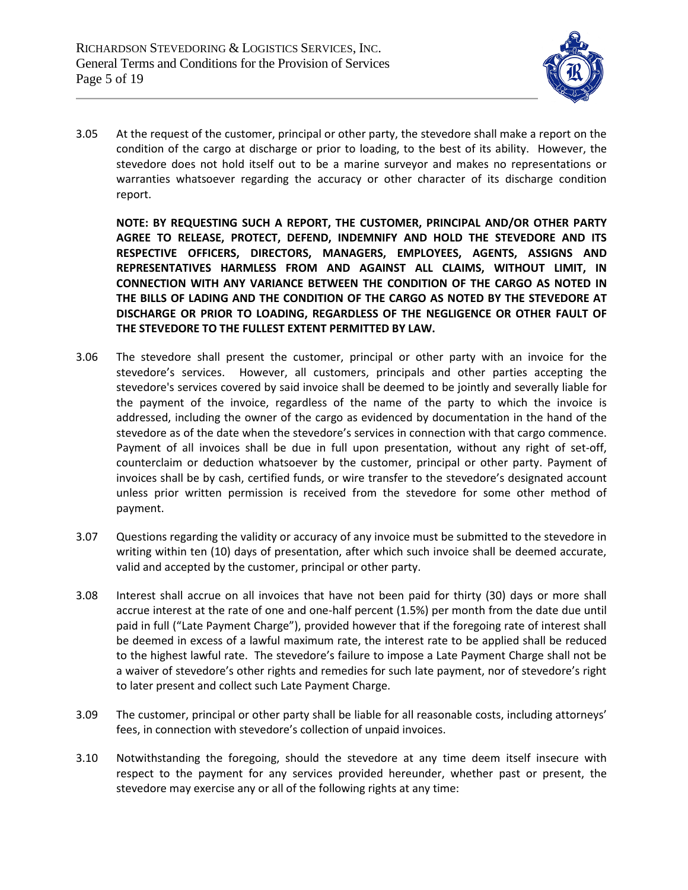3.05 At the request of the customer, principal or other party, the stevedore shall make a report on the condition of the cargo at discharge or prior to loading, to the best of its ability. However, the stevedore does not hold itself out to be a marine surveyor and makes no representations or warranties whatsoever regarding the accuracy or other character of its discharge condition report.

**NOTE: BY REQUESTING SUCH A REPORT, THE CUSTOMER, PRINCIPAL AND/OR OTHER PARTY AGREE TO RELEASE, PROTECT, DEFEND, INDEMNIFY AND HOLD THE STEVEDORE AND ITS RESPECTIVE OFFICERS, DIRECTORS, MANAGERS, EMPLOYEES, AGENTS, ASSIGNS AND REPRESENTATIVES HARMLESS FROM AND AGAINST ALL CLAIMS, WITHOUT LIMIT, IN CONNECTION WITH ANY VARIANCE BETWEEN THE CONDITION OF THE CARGO AS NOTED IN THE BILLS OF LADING AND THE CONDITION OF THE CARGO AS NOTED BY THE STEVEDORE AT DISCHARGE OR PRIOR TO LOADING, REGARDLESS OF THE NEGLIGENCE OR OTHER FAULT OF THE STEVEDORE TO THE FULLEST EXTENT PERMITTED BY LAW.**

3.06 The stevedore shall present the customer, principal or other party with an invoice for the stevedore's services. However, all customers, principals and other parties accepting the stevedore's services covered by said invoice shall be deemed to be jointly and severally liable for the payment of the invoice, regardless of the name of the party to which the invoice is addressed, including the owner of the cargo as evidenced by documentation in the hand of the stevedore as of the date when the stevedore's services in connection with that cargo commence. Payment of all invoices shall be due in full upon presentation, without any right of set-off, counterclaim or deduction whatsoever by the customer, principal or other party. Payment of invoices shall be by cash, certified funds, or wire transfer to the stevedore's designated account unless prior written permission is received from the stevedore for some other method of payment.

3.07 Questions regarding the validity or accuracy of any invoice must be submitted to the stevedore in writing within ten (10) days of presentation, after which such invoice shall be deemed accurate, valid and accepted by the customer, principal or other party.

3.08 Interest shall accrue on all invoices that have not been paid for thirty (30) days or more shall accrue interest at the rate of one and one-half percent (1.5%) per month from the date due until paid in full ("Late Payment Charge"), provided however that if the foregoing rate of interest shall be deemed in excess of a lawful maximum rate, the interest rate to be applied shall be reduced to the highest lawful rate. The stevedore's failure to impose a Late Payment Charge shall not be a waiver of stevedore's other rights and remedies for such late payment, nor of stevedore's right to later present and collect such Late Payment Charge.

3.09 The customer, principal or other party shall be liable for all reasonable costs, including attorneys' fees, in connection with stevedore's collection of unpaid invoices.

3.10 Notwithstanding the foregoing, should the stevedore at any time deem itself insecure with respect to the payment for any services provided hereunder, whether past or present, the stevedore may exercise any or all of the following rights at any time: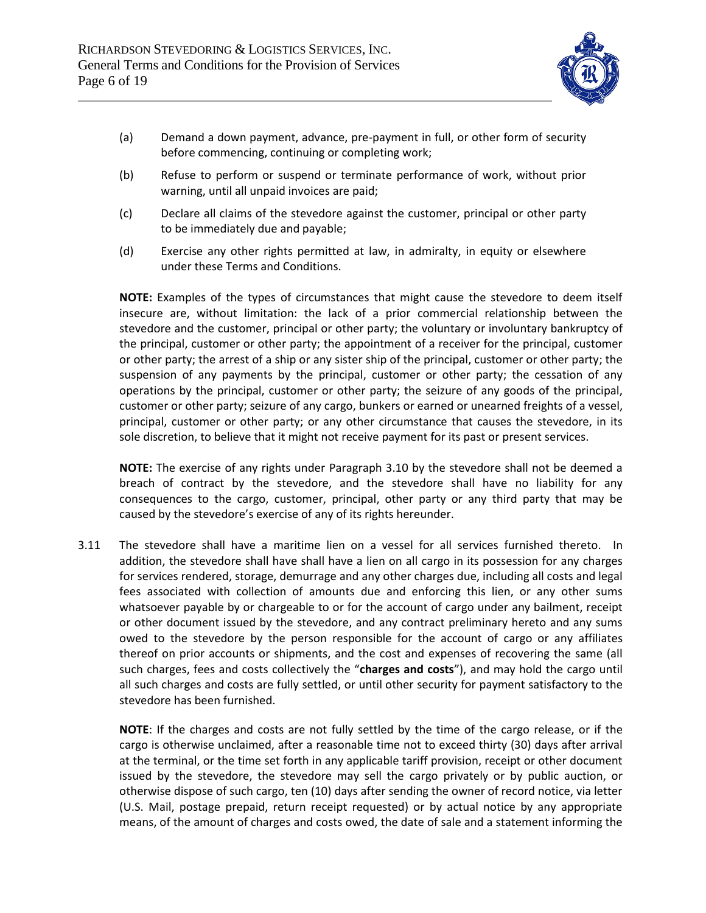(a) Demand a down payment, advance, pre-payment in full, or other form of security before commencing, continuing or completing work;

(b) Refuse to perform or suspend or terminate performance of work, without prior warning, until all unpaid invoices are paid;

(c) Declare all claims of the stevedore against the customer, principal or other party to be immediately due and payable;

(d) Exercise any other rights permitted at law, in admiralty, in equity or elsewhere under these Terms and Conditions.

**NOTE:** Examples of the types of circumstances that might cause the stevedore to deem itself insecure are, without limitation: the lack of a prior commercial relationship between the stevedore and the customer, principal or other party; the voluntary or involuntary bankruptcy of the principal, customer or other party; the appointment of a receiver for the principal, customer or other party; the arrest of a ship or any sister ship of the principal, customer or other party; the suspension of any payments by the principal, customer or other party; the cessation of any operations by the principal, customer or other party; the seizure of any goods of the principal, customer or other party; seizure of any cargo, bunkers or earned or unearned freights of a vessel, principal, customer or other party; or any other circumstance that causes the stevedore, in its sole discretion, to believe that it might not receive payment for its past or present services.

**NOTE:** The exercise of any rights under Paragraph 3.10 by the stevedore shall not be deemed a breach of contract by the stevedore, and the stevedore shall have no liability for any consequences to the cargo, customer, principal, other party or any third party that may be caused by the stevedore's exercise of any of its rights hereunder.

3.11 The stevedore shall have a maritime lien on a vessel for all services furnished thereto. In addition, the stevedore shall have shall have a lien on all cargo in its possession for any charges for services rendered, storage, demurrage and any other charges due, including all costs and legal fees associated with collection of amounts due and enforcing this lien, or any other sums whatsoever payable by or chargeable to or for the account of cargo under any bailment, receipt or other document issued by the stevedore, and any contract preliminary hereto and any sums owed to the stevedore by the person responsible for the account of cargo or any affiliates thereof on prior accounts or shipments, and the cost and expenses of recovering the same (all such charges, fees and costs collectively the "**charges and costs**"), and may hold the cargo until all such charges and costs are fully settled, or until other security for payment satisfactory to the stevedore has been furnished.

**NOTE**: If the charges and costs are not fully settled by the time of the cargo release, or if the cargo is otherwise unclaimed, after a reasonable time not to exceed thirty (30) days after arrival at the terminal, or the time set forth in any applicable tariff provision, receipt or other document issued by the stevedore, the stevedore may sell the cargo privately or by public auction, or otherwise dispose of such cargo, ten (10) days after sending the owner of record notice, via letter (U.S. Mail, postage prepaid, return receipt requested) or by actual notice by any appropriate means, of the amount of charges and costs owed, the date of sale and a statement informing the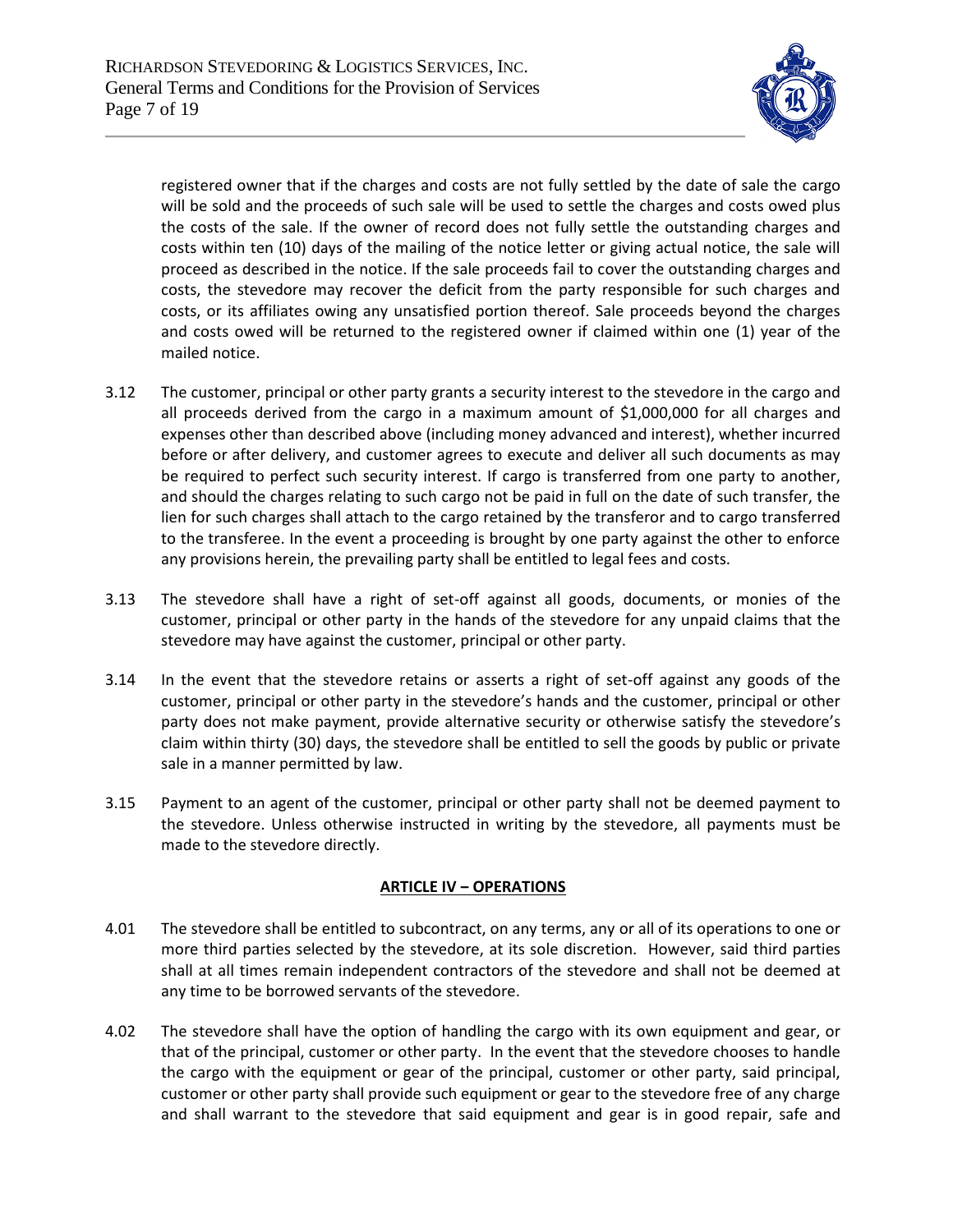registered owner that if the charges and costs are not fully settled by the date of sale the cargo will be sold and the proceeds of such sale will be used to settle the charges and costs owed plus the costs of the sale. If the owner of record does not fully settle the outstanding charges and costs within ten (10) days of the mailing of the notice letter or giving actual notice, the sale will proceed as described in the notice. If the sale proceeds fail to cover the outstanding charges and costs, the stevedore may recover the deficit from the party responsible for such charges and costs, or its affiliates owing any unsatisfied portion thereof. Sale proceeds beyond the charges and costs owed will be returned to the registered owner if claimed within one (1) year of the mailed notice.

3.12 The customer, principal or other party grants a security interest to the stevedore in the cargo and all proceeds derived from the cargo in a maximum amount of $1,000,000 for all charges and expenses other than described above (including money advanced and interest), whether incurred before or after delivery, and customer agrees to execute and deliver all such documents as may be required to perfect such security interest. If cargo is transferred from one party to another, and should the charges relating to such cargo not be paid in full on the date of such transfer, the lien for such charges shall attach to the cargo retained by the transferor and to cargo transferred to the transferee. In the event a proceeding is brought by one party against the other to enforce any provisions herein, the prevailing party shall be entitled to legal fees and costs.

3.13 The stevedore shall have a right of set-off against all goods, documents, or monies of the customer, principal or other party in the hands of the stevedore for any unpaid claims that the stevedore may have against the customer, principal or other party.

3.14 In the event that the stevedore retains or asserts a right of set-off against any goods of the customer, principal or other party in the stevedore's hands and the customer, principal or other party does not make payment, provide alternative security or otherwise satisfy the stevedore's claim within thirty (30) days, the stevedore shall be entitled to sell the goods by public or private sale in a manner permitted by law.

3.15 Payment to an agent of the customer, principal or other party shall not be deemed payment to the stevedore. Unless otherwise instructed in writing by the stevedore, all payments must be made to the stevedore directly.

## ARTICLE IV – OPERATIONS

4.01 The stevedore shall be entitled to subcontract, on any terms, any or all of its operations to one or more third parties selected by the stevedore, at its sole discretion. However, said third parties shall at all times remain independent contractors of the stevedore and shall not be deemed at any time to be borrowed servants of the stevedore.

4.02 The stevedore shall have the option of handling the cargo with its own equipment and gear, or that of the principal, customer or other party. In the event that the stevedore chooses to handle the cargo with the equipment or gear of the principal, customer or other party, said principal, customer or other party shall provide such equipment or gear to the stevedore free of any charge and shall warrant to the stevedore that said equipment and gear is in good repair, safe and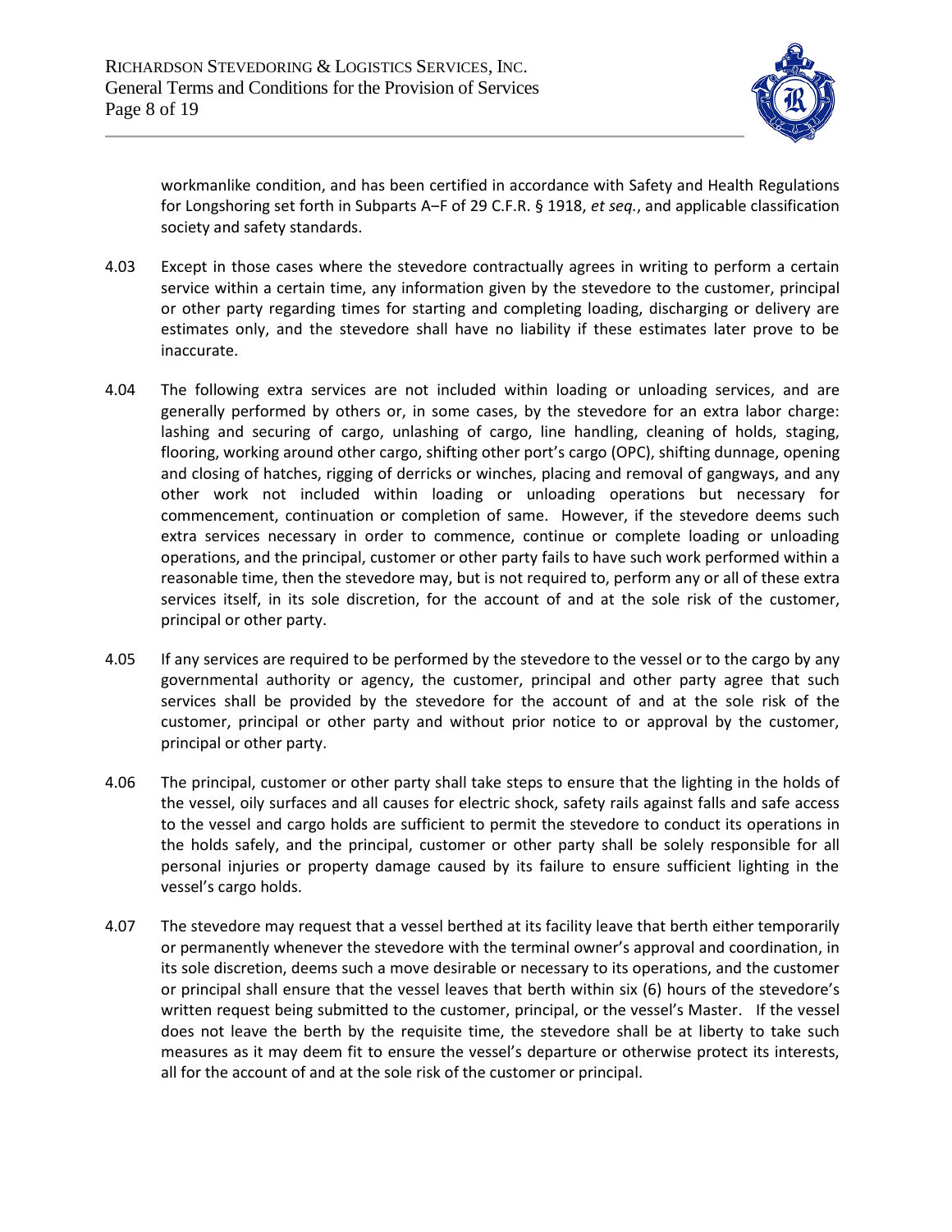workmanlike condition, and has been certified in accordance with Safety and Health Regulations for Longshoring set forth in Subparts A–F of 29 C.F.R. § 1918, *et seq.*, and applicable classification society and safety standards.

4.03 Except in those cases where the stevedore contractually agrees in writing to perform a certain service within a certain time, any information given by the stevedore to the customer, principal or other party regarding times for starting and completing loading, discharging or delivery are estimates only, and the stevedore shall have no liability if these estimates later prove to be inaccurate.

4.04 The following extra services are not included within loading or unloading services, and are generally performed by others or, in some cases, by the stevedore for an extra labor charge: lashing and securing of cargo, unlashing of cargo, line handling, cleaning of holds, staging, flooring, working around other cargo, shifting other port's cargo (OPC), shifting dunnage, opening and closing of hatches, rigging of derricks or winches, placing and removal of gangways, and any other work not included within loading or unloading operations but necessary for commencement, continuation or completion of same. However, if the stevedore deems such extra services necessary in order to commence, continue or complete loading or unloading operations, and the principal, customer or other party fails to have such work performed within a reasonable time, then the stevedore may, but is not required to, perform any or all of these extra services itself, in its sole discretion, for the account of and at the sole risk of the customer, principal or other party.

4.05 If any services are required to be performed by the stevedore to the vessel or to the cargo by any governmental authority or agency, the customer, principal and other party agree that such services shall be provided by the stevedore for the account of and at the sole risk of the customer, principal or other party and without prior notice to or approval by the customer, principal or other party.

4.06 The principal, customer or other party shall take steps to ensure that the lighting in the holds of the vessel, oily surfaces and all causes for electric shock, safety rails against falls and safe access to the vessel and cargo holds are sufficient to permit the stevedore to conduct its operations in the holds safely, and the principal, customer or other party shall be solely responsible for all personal injuries or property damage caused by its failure to ensure sufficient lighting in the vessel's cargo holds.

4.07 The stevedore may request that a vessel berthed at its facility leave that berth either temporarily or permanently whenever the stevedore with the terminal owner's approval and coordination, in its sole discretion, deems such a move desirable or necessary to its operations, and the customer or principal shall ensure that the vessel leaves that berth within six (6) hours of the stevedore's written request being submitted to the customer, principal, or the vessel's Master. If the vessel does not leave the berth by the requisite time, the stevedore shall be at liberty to take such measures as it may deem fit to ensure the vessel's departure or otherwise protect its interests, all for the account of and at the sole risk of the customer or principal.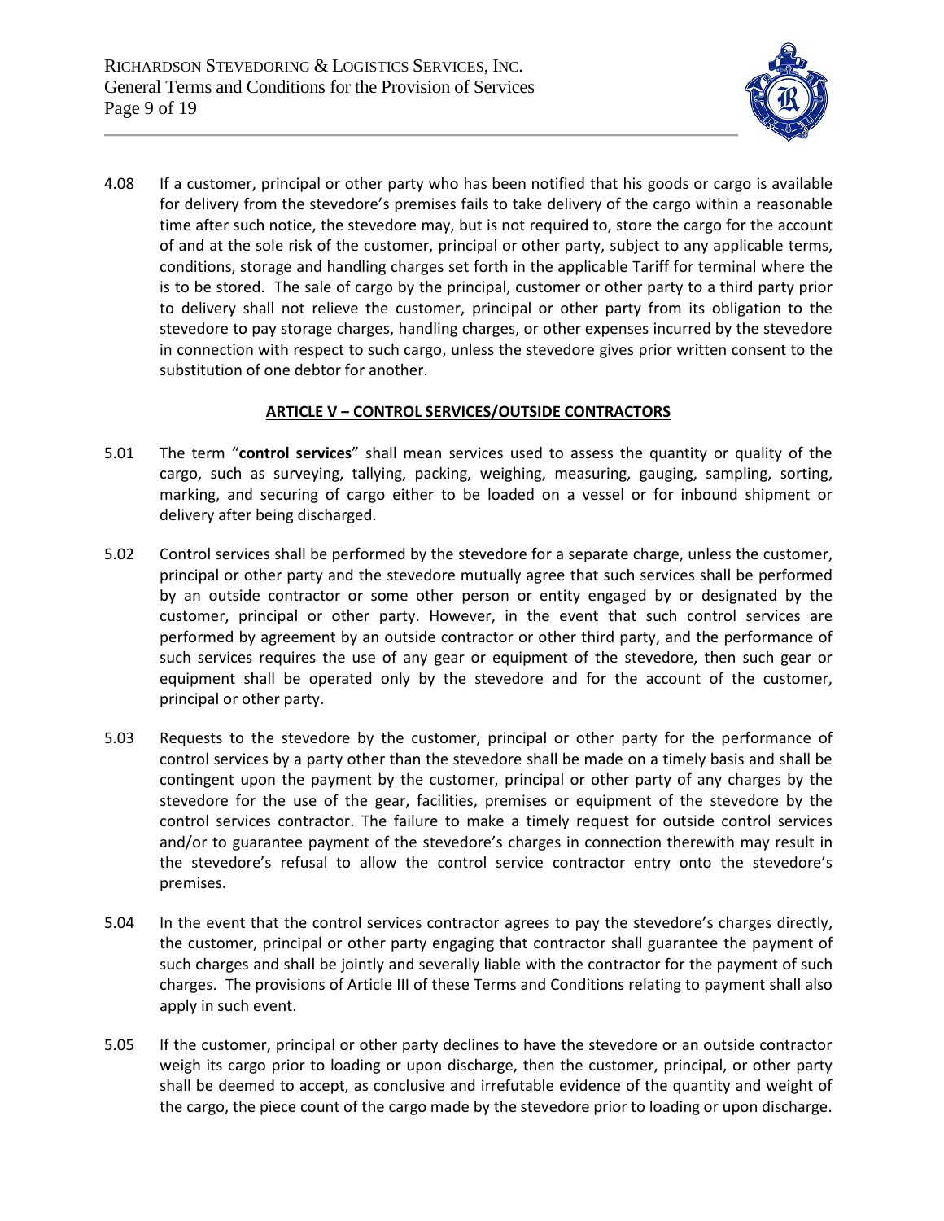4.08 If a customer, principal or other party who has been notified that his goods or cargo is available for delivery from the stevedore's premises fails to take delivery of the cargo within a reasonable time after such notice, the stevedore may, but is not required to, store the cargo for the account of and at the sole risk of the customer, principal or other party, subject to any applicable terms, conditions, storage and handling charges set forth in the applicable Tariff for terminal where the is to be stored. The sale of cargo by the principal, customer or other party to a third party prior to delivery shall not relieve the customer, principal or other party from its obligation to the stevedore to pay storage charges, handling charges, or other expenses incurred by the stevedore in connection with respect to such cargo, unless the stevedore gives prior written consent to the substitution of one debtor for another.

## ARTICLE V – CONTROL SERVICES/OUTSIDE CONTRACTORS

5.01 The term "**control services**" shall mean services used to assess the quantity or quality of the cargo, such as surveying, tallying, packing, weighing, measuring, gauging, sampling, sorting, marking, and securing of cargo either to be loaded on a vessel or for inbound shipment or delivery after being discharged.

5.02 Control services shall be performed by the stevedore for a separate charge, unless the customer, principal or other party and the stevedore mutually agree that such services shall be performed by an outside contractor or some other person or entity engaged by or designated by the customer, principal or other party. However, in the event that such control services are performed by agreement by an outside contractor or other third party, and the performance of such services requires the use of any gear or equipment of the stevedore, then such gear or equipment shall be operated only by the stevedore and for the account of the customer, principal or other party.

5.03 Requests to the stevedore by the customer, principal or other party for the performance of control services by a party other than the stevedore shall be made on a timely basis and shall be contingent upon the payment by the customer, principal or other party of any charges by the stevedore for the use of the gear, facilities, premises or equipment of the stevedore by the control services contractor. The failure to make a timely request for outside control services and/or to guarantee payment of the stevedore's charges in connection therewith may result in the stevedore's refusal to allow the control service contractor entry onto the stevedore's premises.

5.04 In the event that the control services contractor agrees to pay the stevedore's charges directly, the customer, principal or other party engaging that contractor shall guarantee the payment of such charges and shall be jointly and severally liable with the contractor for the payment of such charges. The provisions of Article III of these Terms and Conditions relating to payment shall also apply in such event.

5.05 If the customer, principal or other party declines to have the stevedore or an outside contractor weigh its cargo prior to loading or upon discharge, then the customer, principal, or other party shall be deemed to accept, as conclusive and irrefutable evidence of the quantity and weight of the cargo, the piece count of the cargo made by the stevedore prior to loading or upon discharge.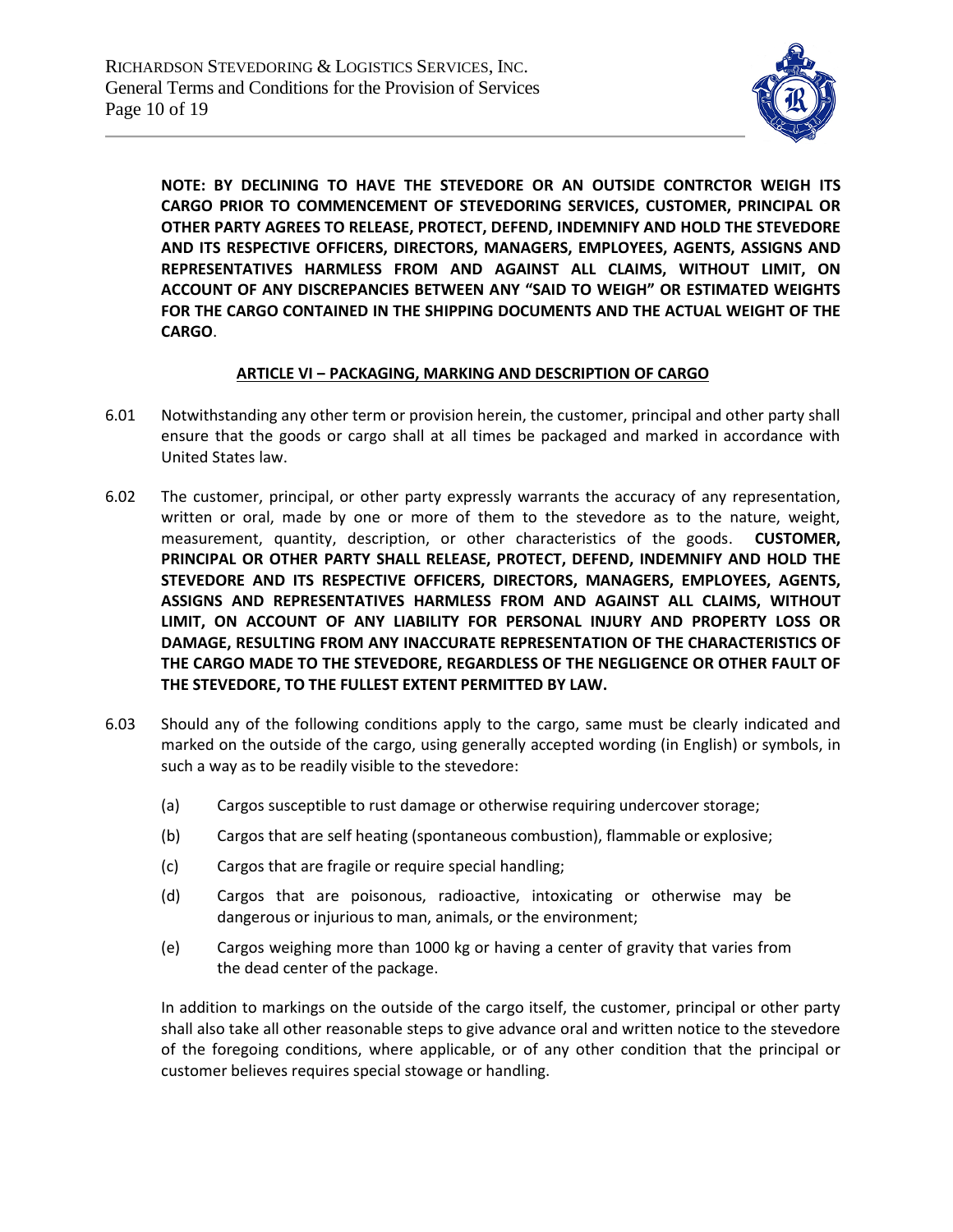**NOTE: BY DECLINING TO HAVE THE STEVEDORE OR AN OUTSIDE CONTRCTOR WEIGH ITS CARGO PRIOR TO COMMENCEMENT OF STEVEDORING SERVICES, CUSTOMER, PRINCIPAL OR OTHER PARTY AGREES TO RELEASE, PROTECT, DEFEND, INDEMNIFY AND HOLD THE STEVEDORE AND ITS RESPECTIVE OFFICERS, DIRECTORS, MANAGERS, EMPLOYEES, AGENTS, ASSIGNS AND REPRESENTATIVES HARMLESS FROM AND AGAINST ALL CLAIMS, WITHOUT LIMIT, ON ACCOUNT OF ANY DISCREPANCIES BETWEEN ANY "SAID TO WEIGH" OR ESTIMATED WEIGHTS FOR THE CARGO CONTAINED IN THE SHIPPING DOCUMENTS AND THE ACTUAL WEIGHT OF THE CARGO**.

## ARTICLE VI – PACKAGING, MARKING AND DESCRIPTION OF CARGO

6.01 Notwithstanding any other term or provision herein, the customer, principal and other party shall ensure that the goods or cargo shall at all times be packaged and marked in accordance with United States law.

6.02 The customer, principal, or other party expressly warrants the accuracy of any representation, written or oral, made by one or more of them to the stevedore as to the nature, weight, measurement, quantity, description, or other characteristics of the goods. **CUSTOMER, PRINCIPAL OR OTHER PARTY SHALL RELEASE, PROTECT, DEFEND, INDEMNIFY AND HOLD THE STEVEDORE AND ITS RESPECTIVE OFFICERS, DIRECTORS, MANAGERS, EMPLOYEES, AGENTS, ASSIGNS AND REPRESENTATIVES HARMLESS FROM AND AGAINST ALL CLAIMS, WITHOUT LIMIT, ON ACCOUNT OF ANY LIABILITY FOR PERSONAL INJURY AND PROPERTY LOSS OR DAMAGE, RESULTING FROM ANY INACCURATE REPRESENTATION OF THE CHARACTERISTICS OF THE CARGO MADE TO THE STEVEDORE, REGARDLESS OF THE NEGLIGENCE OR OTHER FAULT OF THE STEVEDORE, TO THE FULLEST EXTENT PERMITTED BY LAW.**

6.03 Should any of the following conditions apply to the cargo, same must be clearly indicated and marked on the outside of the cargo, using generally accepted wording (in English) or symbols, in such a way as to be readily visible to the stevedore:

(a) Cargos susceptible to rust damage or otherwise requiring undercover storage;

(b) Cargos that are self heating (spontaneous combustion), flammable or explosive;

(c) Cargos that are fragile or require special handling;

(d) Cargos that are poisonous, radioactive, intoxicating or otherwise may be dangerous or injurious to man, animals, or the environment;

(e) Cargos weighing more than 1000 kg or having a center of gravity that varies from the dead center of the package.

In addition to markings on the outside of the cargo itself, the customer, principal or other party shall also take all other reasonable steps to give advance oral and written notice to the stevedore of the foregoing conditions, where applicable, or of any other condition that the principal or customer believes requires special stowage or handling.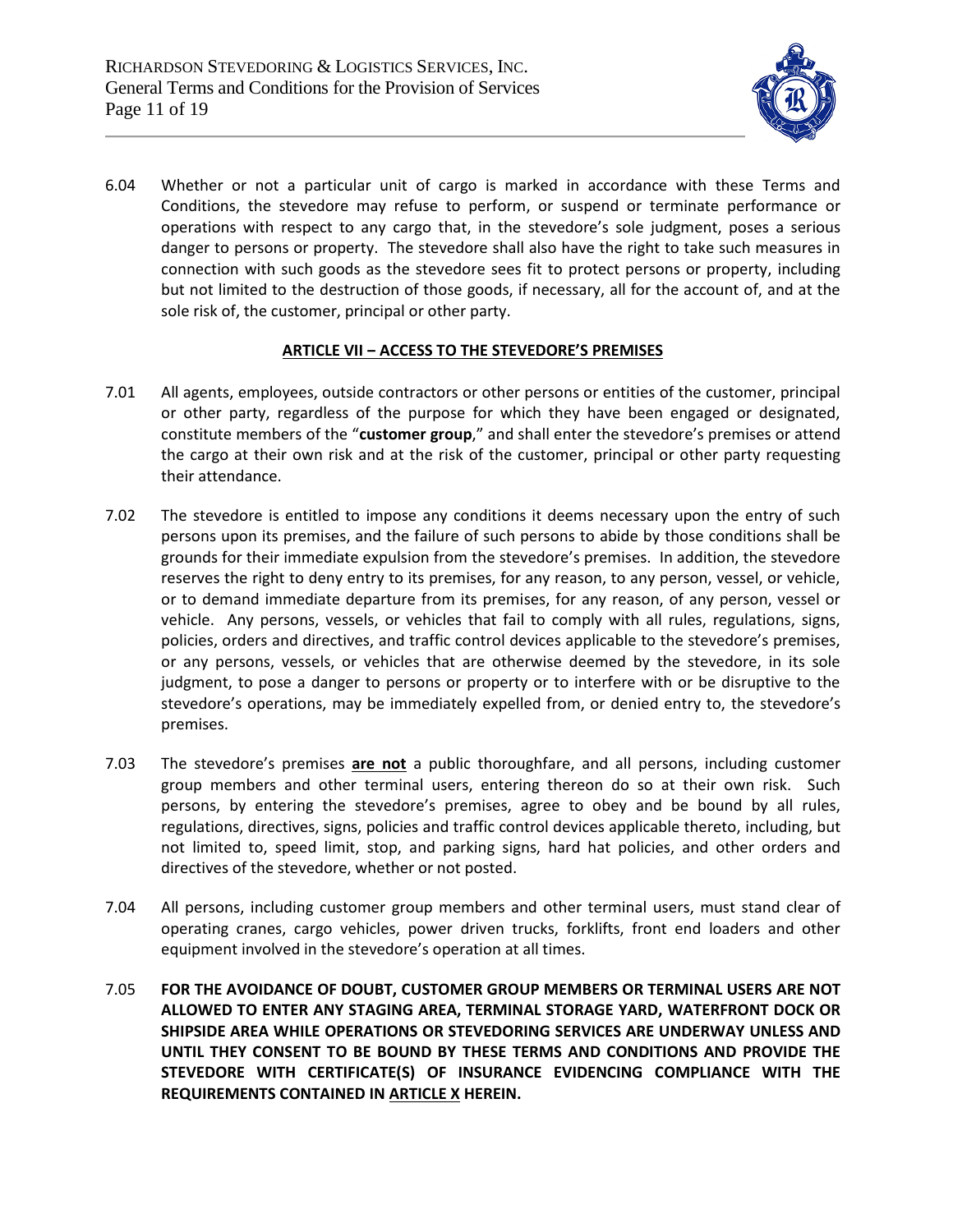6.04 Whether or not a particular unit of cargo is marked in accordance with these Terms and Conditions, the stevedore may refuse to perform, or suspend or terminate performance or operations with respect to any cargo that, in the stevedore's sole judgment, poses a serious danger to persons or property. The stevedore shall also have the right to take such measures in connection with such goods as the stevedore sees fit to protect persons or property, including but not limited to the destruction of those goods, if necessary, all for the account of, and at the sole risk of, the customer, principal or other party.

## ARTICLE VII – ACCESS TO THE STEVEDORE'S PREMISES

7.01 All agents, employees, outside contractors or other persons or entities of the customer, principal or other party, regardless of the purpose for which they have been engaged or designated, constitute members of the "**customer group**," and shall enter the stevedore's premises or attend the cargo at their own risk and at the risk of the customer, principal or other party requesting their attendance.

7.02 The stevedore is entitled to impose any conditions it deems necessary upon the entry of such persons upon its premises, and the failure of such persons to abide by those conditions shall be grounds for their immediate expulsion from the stevedore's premises. In addition, the stevedore reserves the right to deny entry to its premises, for any reason, to any person, vessel, or vehicle, or to demand immediate departure from its premises, for any reason, of any person, vessel or vehicle. Any persons, vessels, or vehicles that fail to comply with all rules, regulations, signs, policies, orders and directives, and traffic control devices applicable to the stevedore's premises, or any persons, vessels, or vehicles that are otherwise deemed by the stevedore, in its sole judgment, to pose a danger to persons or property or to interfere with or be disruptive to the stevedore's operations, may be immediately expelled from, or denied entry to, the stevedore's premises.

7.03 The stevedore's premises **are not** a public thoroughfare, and all persons, including customer group members and other terminal users, entering thereon do so at their own risk. Such persons, by entering the stevedore's premises, agree to obey and be bound by all rules, regulations, directives, signs, policies and traffic control devices applicable thereto, including, but not limited to, speed limit, stop, and parking signs, hard hat policies, and other orders and directives of the stevedore, whether or not posted.

7.04 All persons, including customer group members and other terminal users, must stand clear of operating cranes, cargo vehicles, power driven trucks, forklifts, front end loaders and other equipment involved in the stevedore's operation at all times.

7.05 **FOR THE AVOIDANCE OF DOUBT, CUSTOMER GROUP MEMBERS OR TERMINAL USERS ARE NOT ALLOWED TO ENTER ANY STAGING AREA, TERMINAL STORAGE YARD, WATERFRONT DOCK OR SHIPSIDE AREA WHILE OPERATIONS OR STEVEDORING SERVICES ARE UNDERWAY UNLESS AND UNTIL THEY CONSENT TO BE BOUND BY THESE TERMS AND CONDITIONS AND PROVIDE THE STEVEDORE WITH CERTIFICATE(S) OF INSURANCE EVIDENCING COMPLIANCE WITH THE REQUIREMENTS CONTAINED IN ARTICLE X HEREIN.**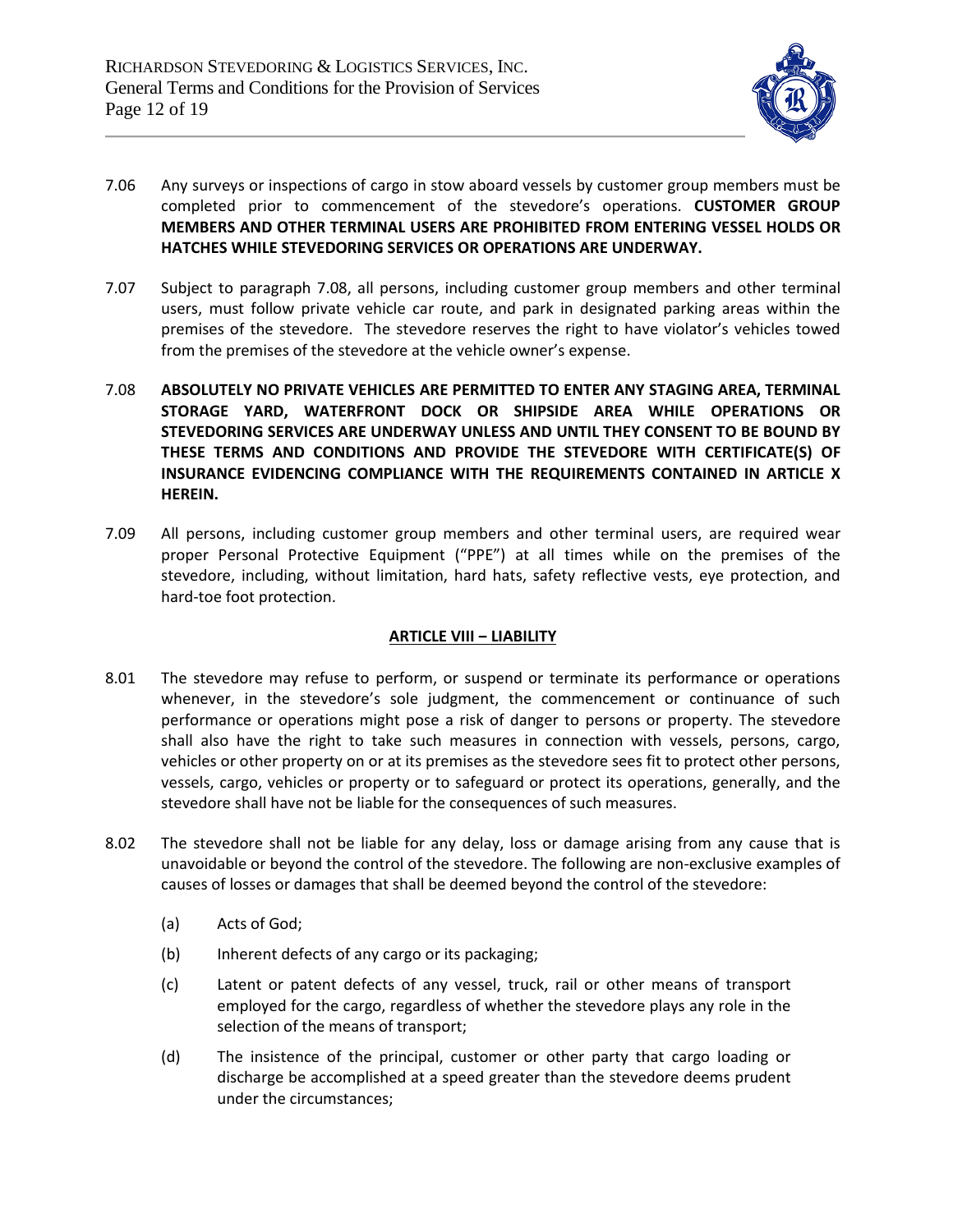7.06 Any surveys or inspections of cargo in stow aboard vessels by customer group members must be completed prior to commencement of the stevedore's operations. **CUSTOMER GROUP MEMBERS AND OTHER TERMINAL USERS ARE PROHIBITED FROM ENTERING VESSEL HOLDS OR HATCHES WHILE STEVEDORING SERVICES OR OPERATIONS ARE UNDERWAY.**

7.07 Subject to paragraph 7.08, all persons, including customer group members and other terminal users, must follow private vehicle car route, and park in designated parking areas within the premises of the stevedore. The stevedore reserves the right to have violator's vehicles towed from the premises of the stevedore at the vehicle owner's expense.

7.08 **ABSOLUTELY NO PRIVATE VEHICLES ARE PERMITTED TO ENTER ANY STAGING AREA, TERMINAL STORAGE YARD, WATERFRONT DOCK OR SHIPSIDE AREA WHILE OPERATIONS OR STEVEDORING SERVICES ARE UNDERWAY UNLESS AND UNTIL THEY CONSENT TO BE BOUND BY THESE TERMS AND CONDITIONS AND PROVIDE THE STEVEDORE WITH CERTIFICATE(S) OF INSURANCE EVIDENCING COMPLIANCE WITH THE REQUIREMENTS CONTAINED IN ARTICLE X HEREIN.**

7.09 All persons, including customer group members and other terminal users, are required wear proper Personal Protective Equipment ("PPE") at all times while on the premises of the stevedore, including, without limitation, hard hats, safety reflective vests, eye protection, and hard-toe foot protection.

## ARTICLE VIII – LIABILITY

8.01 The stevedore may refuse to perform, or suspend or terminate its performance or operations whenever, in the stevedore's sole judgment, the commencement or continuance of such performance or operations might pose a risk of danger to persons or property. The stevedore shall also have the right to take such measures in connection with vessels, persons, cargo, vehicles or other property on or at its premises as the stevedore sees fit to protect other persons, vessels, cargo, vehicles or property or to safeguard or protect its operations, generally, and the stevedore shall have not be liable for the consequences of such measures.

8.02 The stevedore shall not be liable for any delay, loss or damage arising from any cause that is unavoidable or beyond the control of the stevedore. The following are non-exclusive examples of causes of losses or damages that shall be deemed beyond the control of the stevedore:

(a) Acts of God;

(b) Inherent defects of any cargo or its packaging;

(c) Latent or patent defects of any vessel, truck, rail or other means of transport employed for the cargo, regardless of whether the stevedore plays any role in the selection of the means of transport;

(d) The insistence of the principal, customer or other party that cargo loading or discharge be accomplished at a speed greater than the stevedore deems prudent under the circumstances;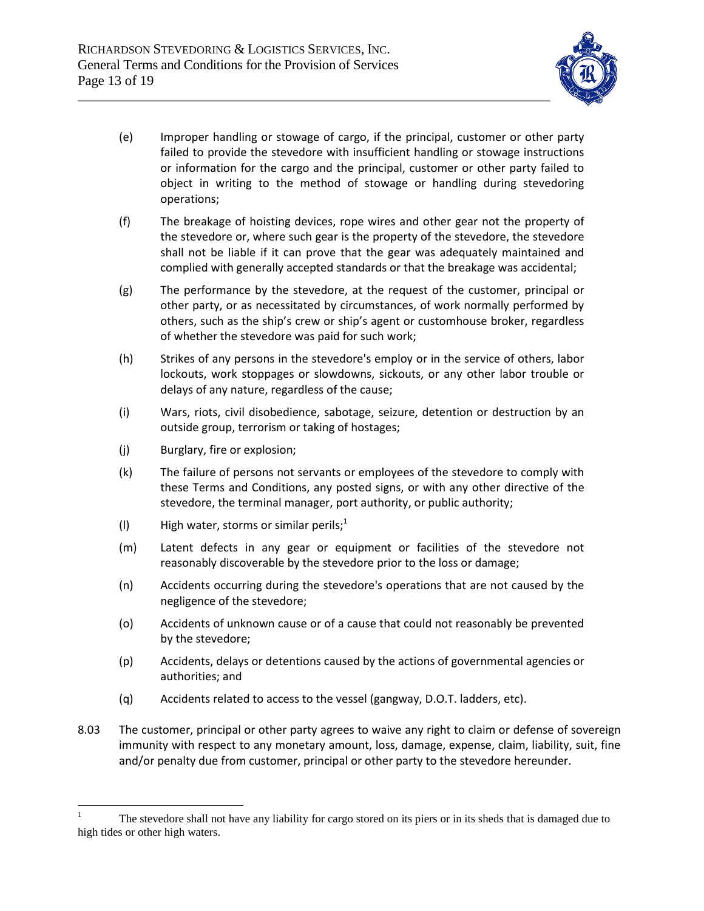(e) Improper handling or stowage of cargo, if the principal, customer or other party failed to provide the stevedore with insufficient handling or stowage instructions or information for the cargo and the principal, customer or other party failed to object in writing to the method of stowage or handling during stevedoring operations;

(f) The breakage of hoisting devices, rope wires and other gear not the property of the stevedore or, where such gear is the property of the stevedore, the stevedore shall not be liable if it can prove that the gear was adequately maintained and complied with generally accepted standards or that the breakage was accidental;

(g) The performance by the stevedore, at the request of the customer, principal or other party, or as necessitated by circumstances, of work normally performed by others, such as the ship's crew or ship's agent or customhouse broker, regardless of whether the stevedore was paid for such work;

(h) Strikes of any persons in the stevedore's employ or in the service of others, labor lockouts, work stoppages or slowdowns, sickouts, or any other labor trouble or delays of any nature, regardless of the cause;

(i) Wars, riots, civil disobedience, sabotage, seizure, detention or destruction by an outside group, terrorism or taking of hostages;

(j) Burglary, fire or explosion;

(k) The failure of persons not servants or employees of the stevedore to comply with these Terms and Conditions, any posted signs, or with any other directive of the stevedore, the terminal manager, port authority, or public authority;

(l) High water, storms or similar perils;[1]

(m) Latent defects in any gear or equipment or facilities of the stevedore not reasonably discoverable by the stevedore prior to the loss or damage;

(n) Accidents occurring during the stevedore's operations that are not caused by the negligence of the stevedore;

(o) Accidents of unknown cause or of a cause that could not reasonably be prevented by the stevedore;

(p) Accidents, delays or detentions caused by the actions of governmental agencies or authorities; and

(q) Accidents related to access to the vessel (gangway, D.O.T. ladders, etc).

8.03 The customer, principal or other party agrees to waive any right to claim or defense of sovereign immunity with respect to any monetary amount, loss, damage, expense, claim, liability, suit, fine and/or penalty due from customer, principal or other party to the stevedore hereunder.

---

[1] The stevedore shall not have any liability for cargo stored on its piers or in its sheds that is damaged due to high tides or other high waters.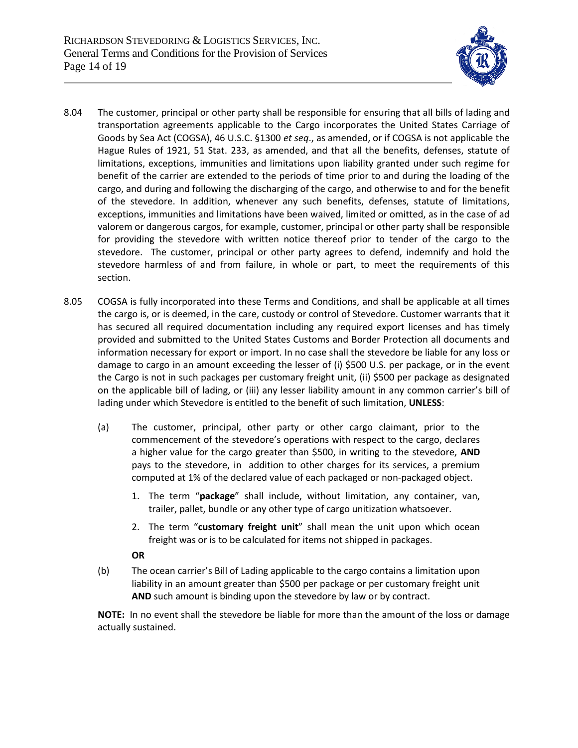8.04 The customer, principal or other party shall be responsible for ensuring that all bills of lading and transportation agreements applicable to the Cargo incorporates the United States Carriage of Goods by Sea Act (COGSA), 46 U.S.C. §1300 *et seq*., as amended, or if COGSA is not applicable the Hague Rules of 1921, 51 Stat. 233, as amended, and that all the benefits, defenses, statute of limitations, exceptions, immunities and limitations upon liability granted under such regime for benefit of the carrier are extended to the periods of time prior to and during the loading of the cargo, and during and following the discharging of the cargo, and otherwise to and for the benefit of the stevedore. In addition, whenever any such benefits, defenses, statute of limitations, exceptions, immunities and limitations have been waived, limited or omitted, as in the case of ad valorem or dangerous cargos, for example, customer, principal or other party shall be responsible for providing the stevedore with written notice thereof prior to tender of the cargo to the stevedore. The customer, principal or other party agrees to defend, indemnify and hold the stevedore harmless of and from failure, in whole or part, to meet the requirements of this section.

8.05 COGSA is fully incorporated into these Terms and Conditions, and shall be applicable at all times the cargo is, or is deemed, in the care, custody or control of Stevedore. Customer warrants that it has secured all required documentation including any required export licenses and has timely provided and submitted to the United States Customs and Border Protection all documents and information necessary for export or import. In no case shall the stevedore be liable for any loss or damage to cargo in an amount exceeding the lesser of (i) $500 U.S. per package, or in the event the Cargo is not in such packages per customary freight unit, (ii) $500 per package as designated on the applicable bill of lading, or (iii) any lesser liability amount in any common carrier's bill of lading under which Stevedore is entitled to the benefit of such limitation, **UNLESS**:

(a) The customer, principal, other party or other cargo claimant, prior to the commencement of the stevedore's operations with respect to the cargo, declares a higher value for the cargo greater than $500, in writing to the stevedore, **AND** pays to the stevedore, in addition to other charges for its services, a premium computed at 1% of the declared value of each packaged or non-packaged object.

1. The term "**package**" shall include, without limitation, any container, van, trailer, pallet, bundle or any other type of cargo unitization whatsoever.
2. The term "**customary freight unit**" shall mean the unit upon which ocean freight was or is to be calculated for items not shipped in packages.

**OR**

(b) The ocean carrier's Bill of Lading applicable to the cargo contains a limitation upon liability in an amount greater than $500 per package or per customary freight unit **AND** such amount is binding upon the stevedore by law or by contract.

**NOTE:** In no event shall the stevedore be liable for more than the amount of the loss or damage actually sustained.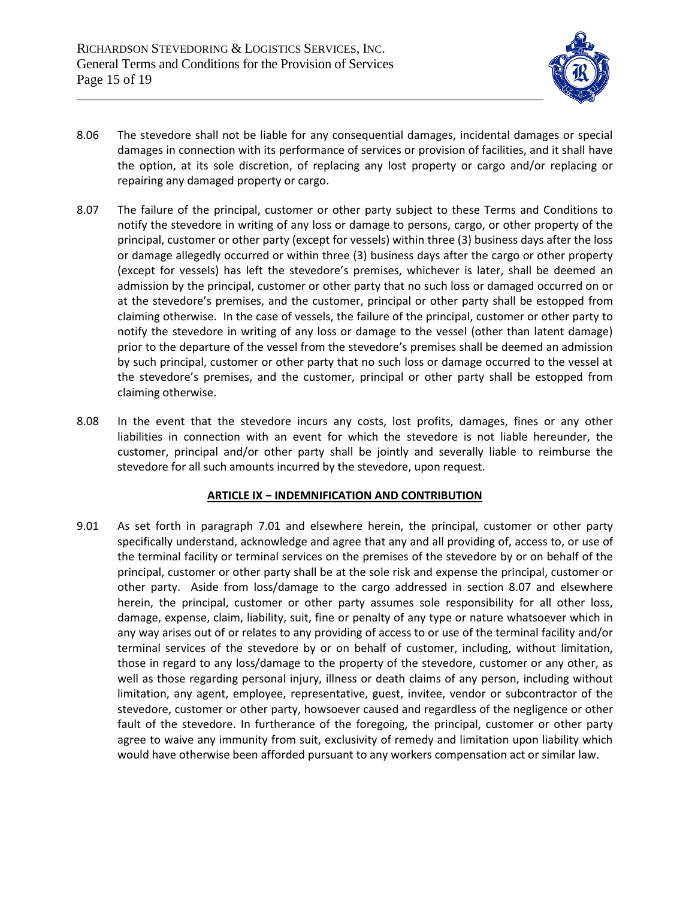8.06 The stevedore shall not be liable for any consequential damages, incidental damages or special damages in connection with its performance of services or provision of facilities, and it shall have the option, at its sole discretion, of replacing any lost property or cargo and/or replacing or repairing any damaged property or cargo.

8.07 The failure of the principal, customer or other party subject to these Terms and Conditions to notify the stevedore in writing of any loss or damage to persons, cargo, or other property of the principal, customer or other party (except for vessels) within three (3) business days after the loss or damage allegedly occurred or within three (3) business days after the cargo or other property (except for vessels) has left the stevedore's premises, whichever is later, shall be deemed an admission by the principal, customer or other party that no such loss or damaged occurred on or at the stevedore's premises, and the customer, principal or other party shall be estopped from claiming otherwise. In the case of vessels, the failure of the principal, customer or other party to notify the stevedore in writing of any loss or damage to the vessel (other than latent damage) prior to the departure of the vessel from the stevedore's premises shall be deemed an admission by such principal, customer or other party that no such loss or damage occurred to the vessel at the stevedore's premises, and the customer, principal or other party shall be estopped from claiming otherwise.

8.08 In the event that the stevedore incurs any costs, lost profits, damages, fines or any other liabilities in connection with an event for which the stevedore is not liable hereunder, the customer, principal and/or other party shall be jointly and severally liable to reimburse the stevedore for all such amounts incurred by the stevedore, upon request.

## ARTICLE IX – INDEMNIFICATION AND CONTRIBUTION

9.01 As set forth in paragraph 7.01 and elsewhere herein, the principal, customer or other party specifically understand, acknowledge and agree that any and all providing of, access to, or use of the terminal facility or terminal services on the premises of the stevedore by or on behalf of the principal, customer or other party shall be at the sole risk and expense the principal, customer or other party. Aside from loss/damage to the cargo addressed in section 8.07 and elsewhere herein, the principal, customer or other party assumes sole responsibility for all other loss, damage, expense, claim, liability, suit, fine or penalty of any type or nature whatsoever which in any way arises out of or relates to any providing of access to or use of the terminal facility and/or terminal services of the stevedore by or on behalf of customer, including, without limitation, those in regard to any loss/damage to the property of the stevedore, customer or any other, as well as those regarding personal injury, illness or death claims of any person, including without limitation, any agent, employee, representative, guest, invitee, vendor or subcontractor of the stevedore, customer or other party, howsoever caused and regardless of the negligence or other fault of the stevedore. In furtherance of the foregoing, the principal, customer or other party agree to waive any immunity from suit, exclusivity of remedy and limitation upon liability which would have otherwise been afforded pursuant to any workers compensation act or similar law.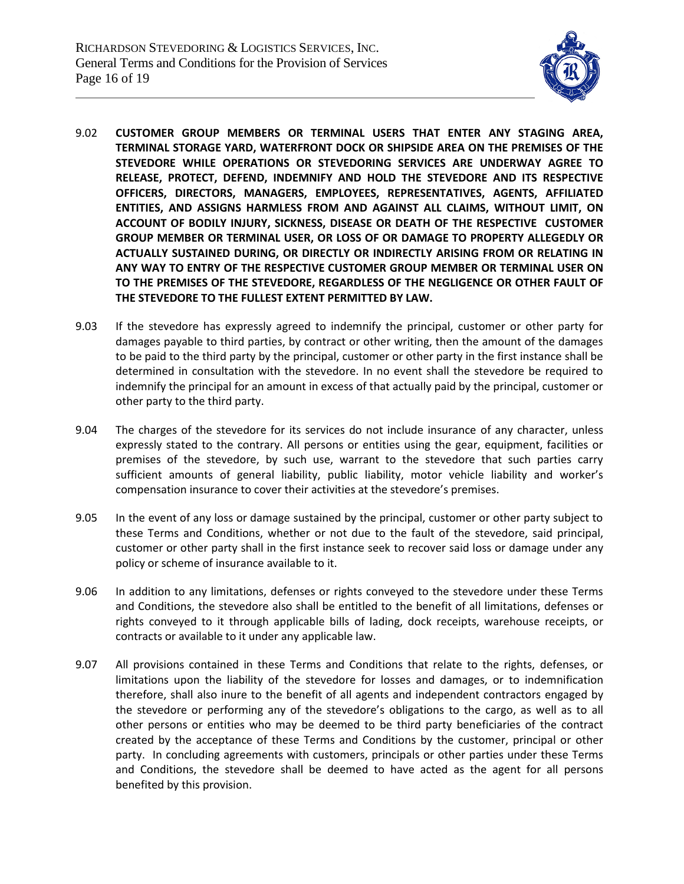9.02 **CUSTOMER GROUP MEMBERS OR TERMINAL USERS THAT ENTER ANY STAGING AREA, TERMINAL STORAGE YARD, WATERFRONT DOCK OR SHIPSIDE AREA ON THE PREMISES OF THE STEVEDORE WHILE OPERATIONS OR STEVEDORING SERVICES ARE UNDERWAY AGREE TO RELEASE, PROTECT, DEFEND, INDEMNIFY AND HOLD THE STEVEDORE AND ITS RESPECTIVE OFFICERS, DIRECTORS, MANAGERS, EMPLOYEES, REPRESENTATIVES, AGENTS, AFFILIATED ENTITIES, AND ASSIGNS HARMLESS FROM AND AGAINST ALL CLAIMS, WITHOUT LIMIT, ON ACCOUNT OF BODILY INJURY, SICKNESS, DISEASE OR DEATH OF THE RESPECTIVE CUSTOMER GROUP MEMBER OR TERMINAL USER, OR LOSS OF OR DAMAGE TO PROPERTY ALLEGEDLY OR ACTUALLY SUSTAINED DURING, OR DIRECTLY OR INDIRECTLY ARISING FROM OR RELATING IN ANY WAY TO ENTRY OF THE RESPECTIVE CUSTOMER GROUP MEMBER OR TERMINAL USER ON TO THE PREMISES OF THE STEVEDORE, REGARDLESS OF THE NEGLIGENCE OR OTHER FAULT OF THE STEVEDORE TO THE FULLEST EXTENT PERMITTED BY LAW.**

9.03 If the stevedore has expressly agreed to indemnify the principal, customer or other party for damages payable to third parties, by contract or other writing, then the amount of the damages to be paid to the third party by the principal, customer or other party in the first instance shall be determined in consultation with the stevedore. In no event shall the stevedore be required to indemnify the principal for an amount in excess of that actually paid by the principal, customer or other party to the third party.

9.04 The charges of the stevedore for its services do not include insurance of any character, unless expressly stated to the contrary. All persons or entities using the gear, equipment, facilities or premises of the stevedore, by such use, warrant to the stevedore that such parties carry sufficient amounts of general liability, public liability, motor vehicle liability and worker's compensation insurance to cover their activities at the stevedore's premises.

9.05 In the event of any loss or damage sustained by the principal, customer or other party subject to these Terms and Conditions, whether or not due to the fault of the stevedore, said principal, customer or other party shall in the first instance seek to recover said loss or damage under any policy or scheme of insurance available to it.

9.06 In addition to any limitations, defenses or rights conveyed to the stevedore under these Terms and Conditions, the stevedore also shall be entitled to the benefit of all limitations, defenses or rights conveyed to it through applicable bills of lading, dock receipts, warehouse receipts, or contracts or available to it under any applicable law.

9.07 All provisions contained in these Terms and Conditions that relate to the rights, defenses, or limitations upon the liability of the stevedore for losses and damages, or to indemnification therefore, shall also inure to the benefit of all agents and independent contractors engaged by the stevedore or performing any of the stevedore's obligations to the cargo, as well as to all other persons or entities who may be deemed to be third party beneficiaries of the contract created by the acceptance of these Terms and Conditions by the customer, principal or other party. In concluding agreements with customers, principals or other parties under these Terms and Conditions, the stevedore shall be deemed to have acted as the agent for all persons benefited by this provision.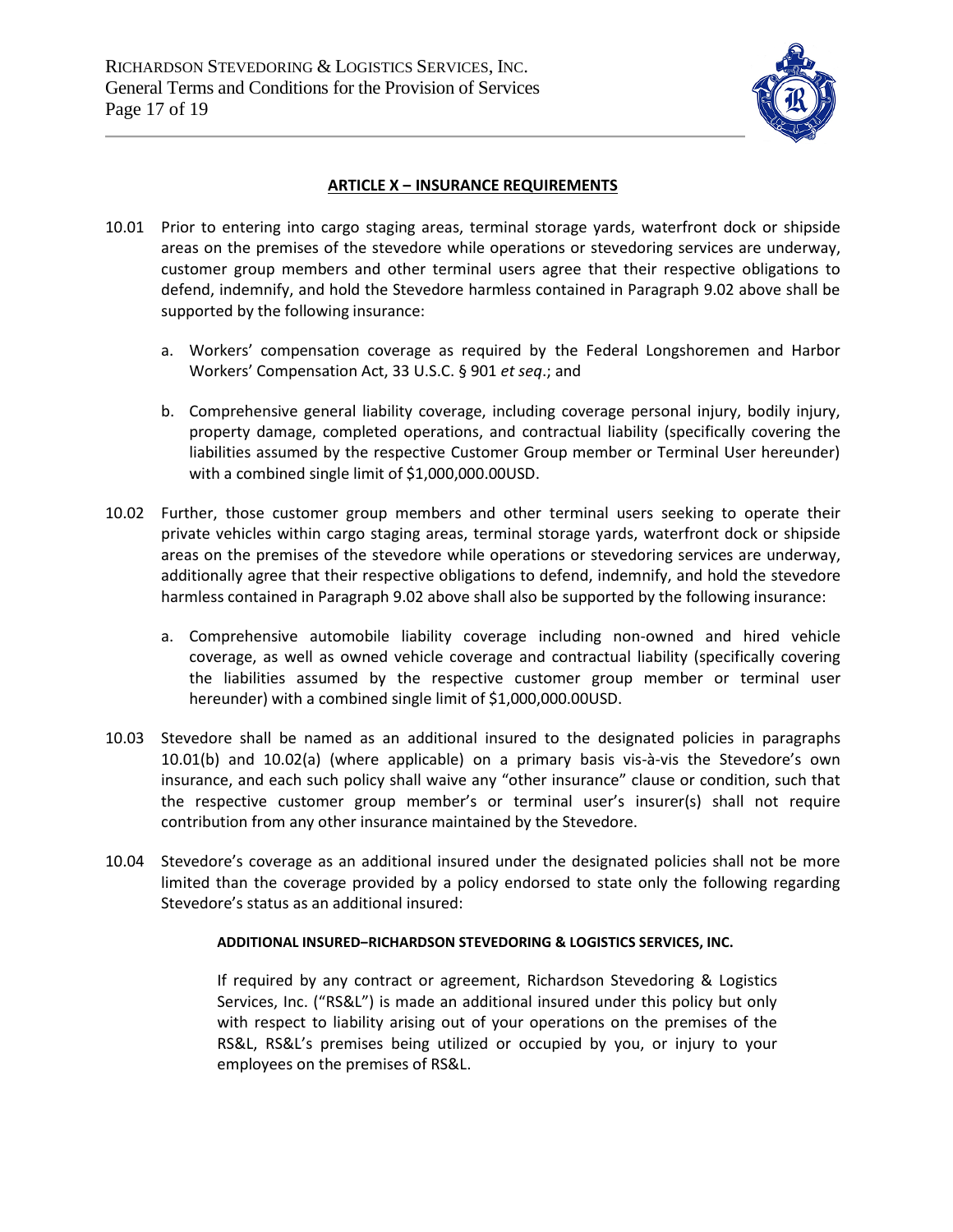## ARTICLE X – INSURANCE REQUIREMENTS

10.01 Prior to entering into cargo staging areas, terminal storage yards, waterfront dock or shipside areas on the premises of the stevedore while operations or stevedoring services are underway, customer group members and other terminal users agree that their respective obligations to defend, indemnify, and hold the Stevedore harmless contained in Paragraph 9.02 above shall be supported by the following insurance:

a. Workers' compensation coverage as required by the Federal Longshoremen and Harbor Workers' Compensation Act, 33 U.S.C. § 901 *et seq*.; and

b. Comprehensive general liability coverage, including coverage personal injury, bodily injury, property damage, completed operations, and contractual liability (specifically covering the liabilities assumed by the respective Customer Group member or Terminal User hereunder) with a combined single limit of $1,000,000.00USD.

10.02 Further, those customer group members and other terminal users seeking to operate their private vehicles within cargo staging areas, terminal storage yards, waterfront dock or shipside areas on the premises of the stevedore while operations or stevedoring services are underway, additionally agree that their respective obligations to defend, indemnify, and hold the stevedore harmless contained in Paragraph 9.02 above shall also be supported by the following insurance:

a. Comprehensive automobile liability coverage including non-owned and hired vehicle coverage, as well as owned vehicle coverage and contractual liability (specifically covering the liabilities assumed by the respective customer group member or terminal user hereunder) with a combined single limit of $1,000,000.00USD.

10.03 Stevedore shall be named as an additional insured to the designated policies in paragraphs 10.01(b) and 10.02(a) (where applicable) on a primary basis vis-à-vis the Stevedore's own insurance, and each such policy shall waive any "other insurance" clause or condition, such that the respective customer group member's or terminal user's insurer(s) shall not require contribution from any other insurance maintained by the Stevedore.

10.04 Stevedore's coverage as an additional insured under the designated policies shall not be more limited than the coverage provided by a policy endorsed to state only the following regarding Stevedore's status as an additional insured:

**ADDITIONAL INSURED–RICHARDSON STEVEDORING & LOGISTICS SERVICES, INC.**

If required by any contract or agreement, Richardson Stevedoring & Logistics Services, Inc. ("RS&L") is made an additional insured under this policy but only with respect to liability arising out of your operations on the premises of the RS&L, RS&L's premises being utilized or occupied by you, or injury to your employees on the premises of RS&L.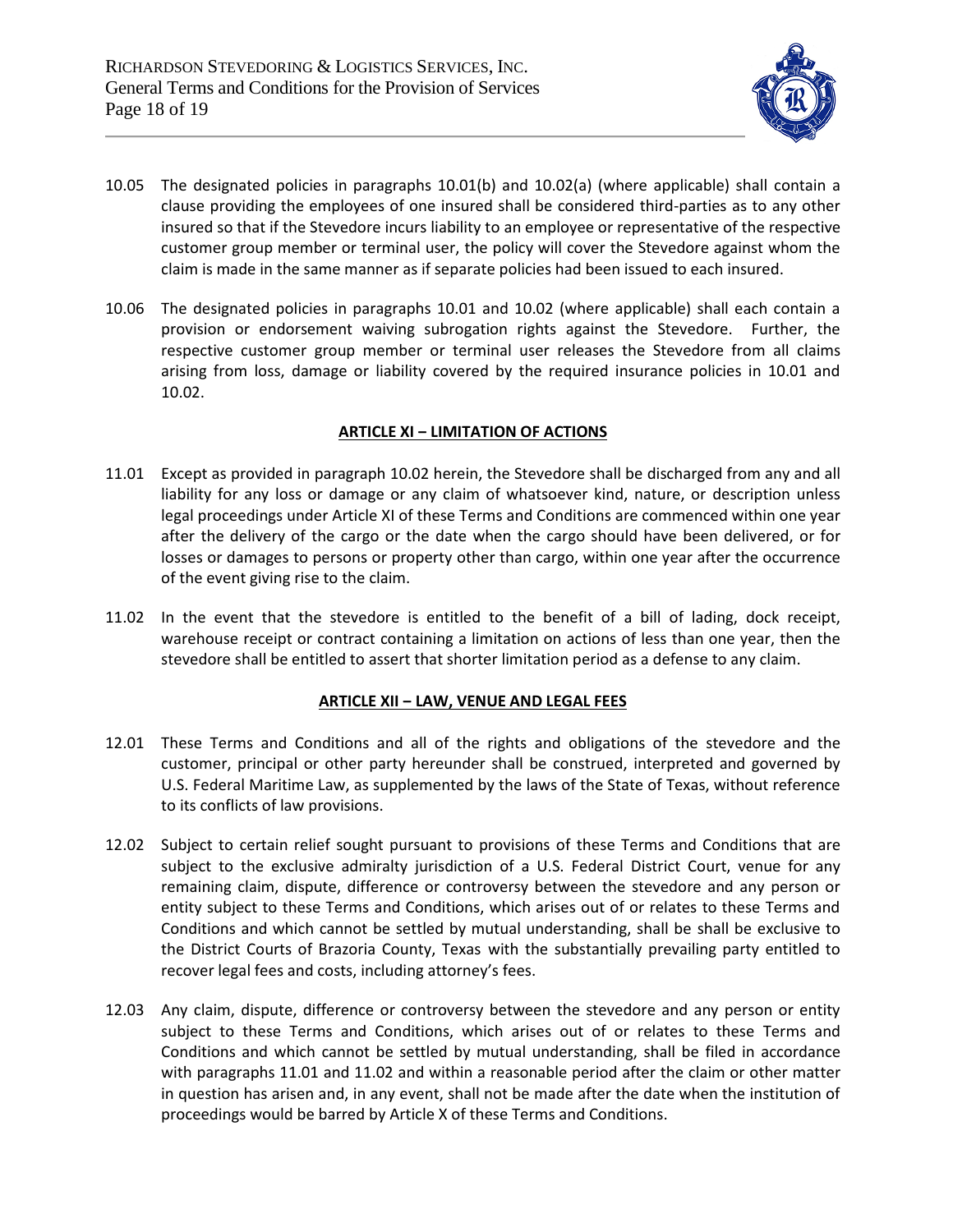10.05 The designated policies in paragraphs 10.01(b) and 10.02(a) (where applicable) shall contain a clause providing the employees of one insured shall be considered third-parties as to any other insured so that if the Stevedore incurs liability to an employee or representative of the respective customer group member or terminal user, the policy will cover the Stevedore against whom the claim is made in the same manner as if separate policies had been issued to each insured.

10.06 The designated policies in paragraphs 10.01 and 10.02 (where applicable) shall each contain a provision or endorsement waiving subrogation rights against the Stevedore. Further, the respective customer group member or terminal user releases the Stevedore from all claims arising from loss, damage or liability covered by the required insurance policies in 10.01 and 10.02.

## ARTICLE XI – LIMITATION OF ACTIONS

11.01 Except as provided in paragraph 10.02 herein, the Stevedore shall be discharged from any and all liability for any loss or damage or any claim of whatsoever kind, nature, or description unless legal proceedings under Article XI of these Terms and Conditions are commenced within one year after the delivery of the cargo or the date when the cargo should have been delivered, or for losses or damages to persons or property other than cargo, within one year after the occurrence of the event giving rise to the claim.

11.02 In the event that the stevedore is entitled to the benefit of a bill of lading, dock receipt, warehouse receipt or contract containing a limitation on actions of less than one year, then the stevedore shall be entitled to assert that shorter limitation period as a defense to any claim.

## ARTICLE XII – LAW, VENUE AND LEGAL FEES

12.01 These Terms and Conditions and all of the rights and obligations of the stevedore and the customer, principal or other party hereunder shall be construed, interpreted and governed by U.S. Federal Maritime Law, as supplemented by the laws of the State of Texas, without reference to its conflicts of law provisions.

12.02 Subject to certain relief sought pursuant to provisions of these Terms and Conditions that are subject to the exclusive admiralty jurisdiction of a U.S. Federal District Court, venue for any remaining claim, dispute, difference or controversy between the stevedore and any person or entity subject to these Terms and Conditions, which arises out of or relates to these Terms and Conditions and which cannot be settled by mutual understanding, shall be shall be exclusive to the District Courts of Brazoria County, Texas with the substantially prevailing party entitled to recover legal fees and costs, including attorney's fees.

12.03 Any claim, dispute, difference or controversy between the stevedore and any person or entity subject to these Terms and Conditions, which arises out of or relates to these Terms and Conditions and which cannot be settled by mutual understanding, shall be filed in accordance with paragraphs 11.01 and 11.02 and within a reasonable period after the claim or other matter in question has arisen and, in any event, shall not be made after the date when the institution of proceedings would be barred by Article X of these Terms and Conditions.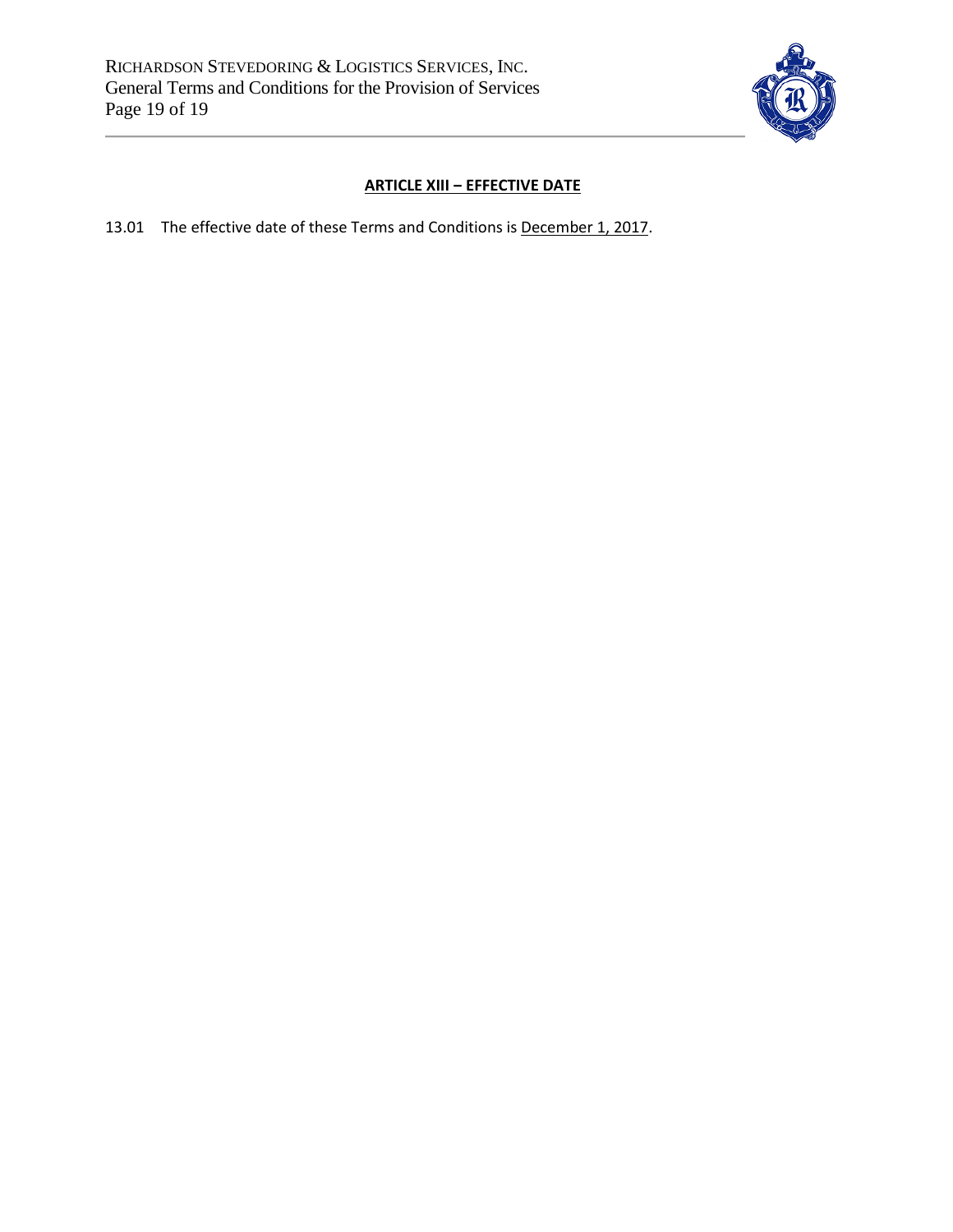## ARTICLE XIII – EFFECTIVE DATE

13.01 The effective date of these Terms and Conditions is December 1, 2017.